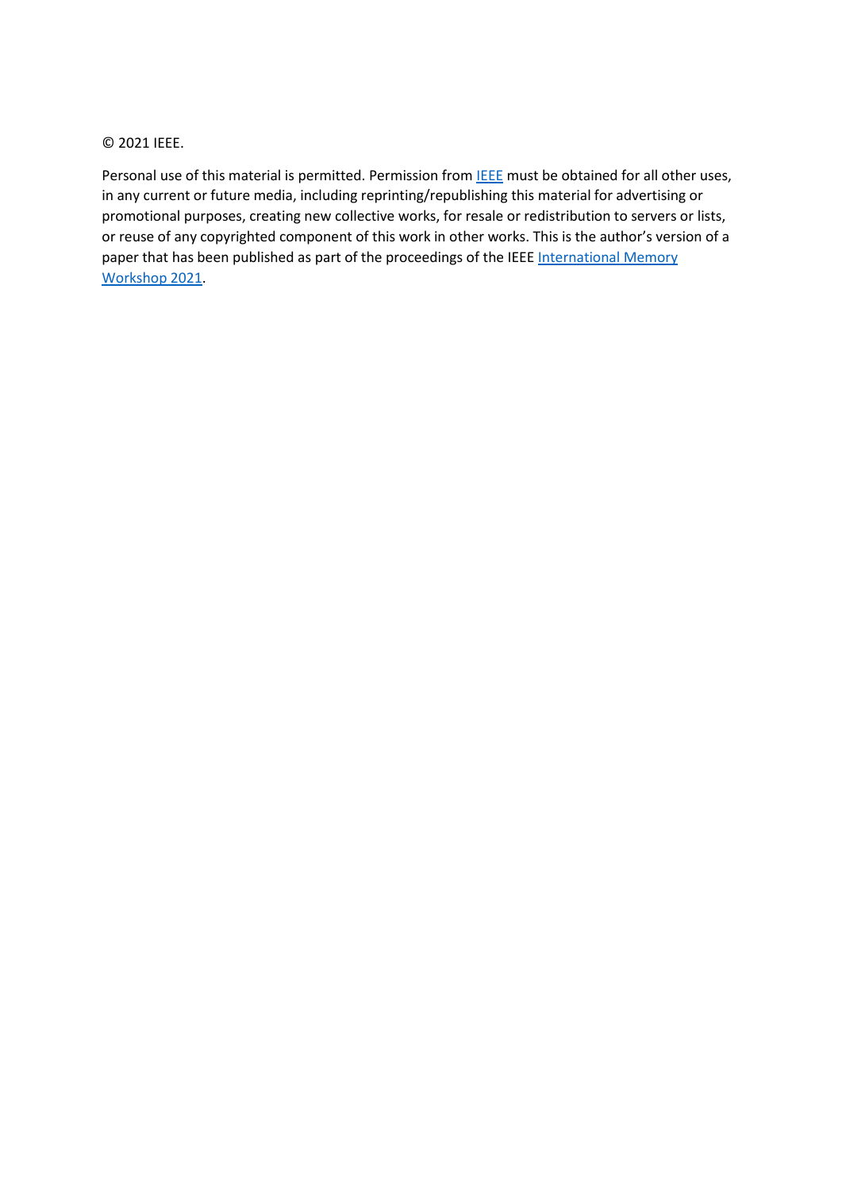© 2021 IEEE.

Personal use of this material is permitted. Permission from IEEE must be obtained for all other uses, in any current or future media, including reprinting/republishing this material for advertising or promotional purposes, creating new collective works, for resale or redistribution to servers or lists, or reuse of any copyrighted component of this work in other works. This is the author's version of a paper that has been published as part of the proceedings of the IEEE International Memory Workshop 2021.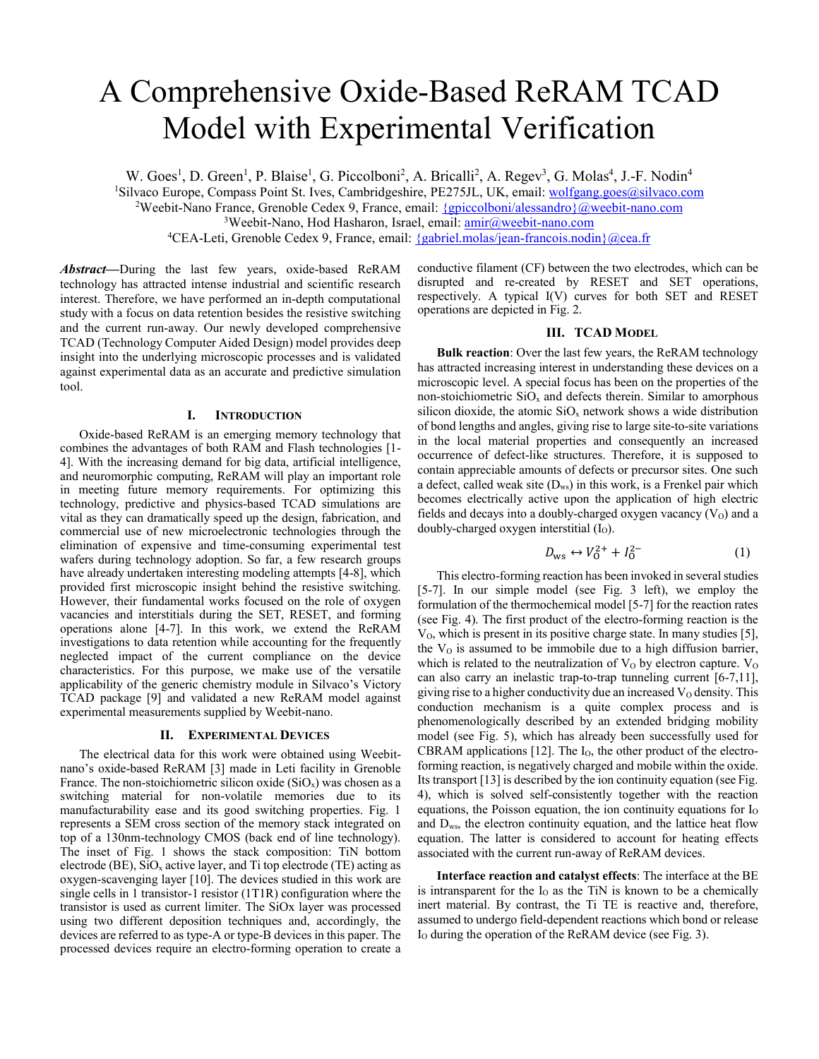# A Comprehensive Oxide-Based ReRAM TCAD Model with Experimental Verification

W. Goes[1], D. Green[1], P. Blaise[1], G. Piccolboni[2], A. Bricalli[2], A. Regev[3], G. Molas[4], J.-F. Nodin[4]

[1]Silvaco Europe, Compass Point St. Ives, Cambridgeshire, PE275JL, UK, email: wolfgang.goes@silvaco.com

[2]Weebit-Nano France, Grenoble Cedex 9, France, email: {gpiccolboni/alessandro}@weebit-nano.com

[3]Weebit-Nano, Hod Hasharon, Israel, email: amir@weebit-nano.com

[4]CEA-Leti, Grenoble Cedex 9, France, email: {gabriel.molas/jean-francois.nodin}@cea.fr

***Abstract*—**During the last few years, oxide-based ReRAM technology has attracted intense industrial and scientific research interest. Therefore, we have performed an in-depth computational study with a focus on data retention besides the resistive switching and the current run-away. Our newly developed comprehensive TCAD (Technology Computer Aided Design) model provides deep insight into the underlying microscopic processes and is validated against experimental data as an accurate and predictive simulation tool.

## I. Introduction

Oxide-based ReRAM is an emerging memory technology that combines the advantages of both RAM and Flash technologies [1-4]. With the increasing demand for big data, artificial intelligence, and neuromorphic computing, ReRAM will play an important role in meeting future memory requirements. For optimizing this technology, predictive and physics-based TCAD simulations are vital as they can dramatically speed up the design, fabrication, and commercial use of new microelectronic technologies through the elimination of expensive and time-consuming experimental test wafers during technology adoption. So far, a few research groups have already undertaken interesting modeling attempts [4-8], which provided first microscopic insight behind the resistive switching. However, their fundamental works focused on the role of oxygen vacancies and interstitials during the SET, RESET, and forming operations alone [4-7]. In this work, we extend the ReRAM investigations to data retention while accounting for the frequently neglected impact of the current compliance on the device characteristics. For this purpose, we make use of the versatile applicability of the generic chemistry module in Silvaco's Victory TCAD package [9] and validated a new ReRAM model against experimental measurements supplied by Weebit-nano.

## II. Experimental Devices

The electrical data for this work were obtained using Weebit-nano's oxide-based ReRAM [3] made in Leti facility in Grenoble France. The non-stoichiometric silicon oxide ($SiO_x$) was chosen as a switching material for non-volatile memories due to its manufacturability ease and its good switching properties. Fig. 1 represents a SEM cross section of the memory stack integrated on top of a 130nm-technology CMOS (back end of line technology). The inset of Fig. 1 shows the stack composition: TiN bottom electrode (BE), $SiO_x$ active layer, and Ti top electrode (TE) acting as oxygen-scavenging layer [10]. The devices studied in this work are single cells in 1 transistor-1 resistor (1T1R) configuration where the transistor is used as current limiter. The SiOx layer was processed using two different deposition techniques and, accordingly, the devices are referred to as type-A or type-B devices in this paper. The processed devices require an electro-forming operation to create a conductive filament (CF) between the two electrodes, which can be disrupted and re-created by RESET and SET operations, respectively. A typical I(V) curves for both SET and RESET operations are depicted in Fig. 2.

## III. TCAD Model

**Bulk reaction**: Over the last few years, the ReRAM technology has attracted increasing interest in understanding these devices on a microscopic level. A special focus has been on the properties of the non-stoichiometric $SiO_x$ and defects therein. Similar to amorphous silicon dioxide, the atomic $SiO_x$ network shows a wide distribution of bond lengths and angles, giving rise to large site-to-site variations in the local material properties and consequently an increased occurrence of defect-like structures. Therefore, it is supposed to contain appreciable amounts of defects or precursor sites. One such a defect, called weak site ($D_{ws}$) in this work, is a Frenkel pair which becomes electrically active upon the application of high electric fields and decays into a doubly-charged oxygen vacancy ($V_O$) and a doubly-charged oxygen interstitial ($I_O$).

$$D_{\mathrm{ws}} \leftrightarrow V_O^{2+} + I_O^{2-} \tag{1}$$

This electro-forming reaction has been invoked in several studies [5-7]. In our simple model (see Fig. 3 left), we employ the formulation of the thermochemical model [5-7] for the reaction rates (see Fig. 4). The first product of the electro-forming reaction is the $V_O$, which is present in its positive charge state. In many studies [5], the $V_O$ is assumed to be immobile due to a high diffusion barrier, which is related to the neutralization of $V_O$ by electron capture. $V_O$ can also carry an inelastic trap-to-trap tunneling current [6-7,11], giving rise to a higher conductivity due an increased $V_O$ density. This conduction mechanism is a quite complex process and is phenomenologically described by an extended bridging mobility model (see Fig. 5), which has already been successfully used for CBRAM applications [12]. The $I_O$, the other product of the electro-forming reaction, is negatively charged and mobile within the oxide. Its transport [13] is described by the ion continuity equation (see Fig. 4), which is solved self-consistently together with the reaction equations, the Poisson equation, the ion continuity equations for $I_O$ and $D_{ws}$, the electron continuity equation, and the lattice heat flow equation. The latter is considered to account for heating effects associated with the current run-away of ReRAM devices.

**Interface reaction and catalyst effects**: The interface at the BE is intransparent for the $I_O$ as the TiN is known to be a chemically inert material. By contrast, the Ti TE is reactive and, therefore, assumed to undergo field-dependent reactions which bond or release $I_O$ during the operation of the ReRAM device (see Fig. 3).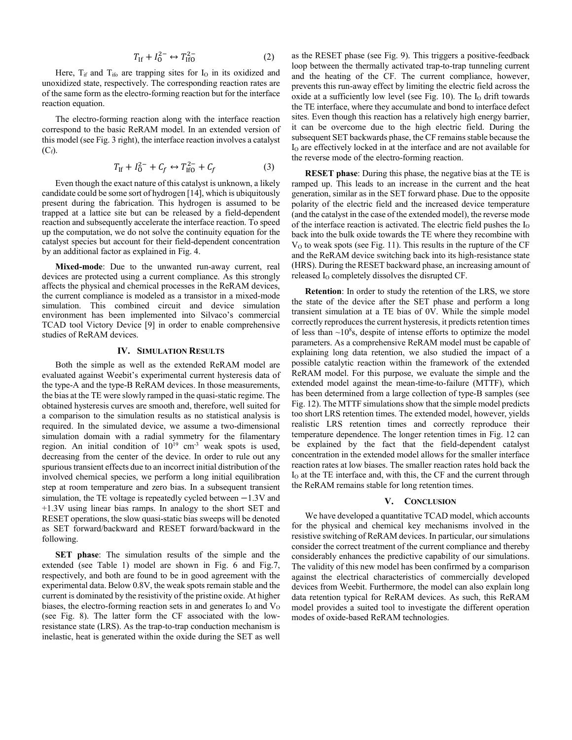$$T_{\mathrm{If}} + I_{\mathrm{O}}^{2-} \leftrightarrow T_{\mathrm{IfO}}^{2-} \qquad (2)$$

Here, $T_{if}$ and $T_{ifo}$ are trapping sites for $I_O$ in its oxidized and unoxidized state, respectively. The corresponding reaction rates are of the same form as the electro-forming reaction but for the interface reaction equation.

The electro-forming reaction along with the interface reaction correspond to the basic ReRAM model. In an extended version of this model (see Fig. 3 right), the interface reaction involves a catalyst ($C_f$).

$$T_{\mathrm{If}} + I_{\mathrm{O}}^{2-} + C_f \leftrightarrow T_{\mathrm{IfO}}^{2-} + C_f \qquad (3)$$

Even though the exact nature of this catalyst is unknown, a likely candidate could be some sort of hydrogen [14], which is ubiquitously present during the fabrication. This hydrogen is assumed to be trapped at a lattice site but can be released by a field-dependent reaction and subsequently accelerate the interface reaction. To speed up the computation, we do not solve the continuity equation for the catalyst species but account for their field-dependent concentration by an additional factor as explained in Fig. 4.

**Mixed-mode**: Due to the unwanted run-away current, real devices are protected using a current compliance. As this strongly affects the physical and chemical processes in the ReRAM devices, the current compliance is modeled as a transistor in a mixed-mode simulation. This combined circuit and device simulation environment has been implemented into Silvaco's commercial TCAD tool Victory Device [9] in order to enable comprehensive studies of ReRAM devices.

## IV. Simulation Results

Both the simple as well as the extended ReRAM model are evaluated against Weebit's experimental current hysteresis data of the type-A and the type-B ReRAM devices. In those measurements, the bias at the TE were slowly ramped in the quasi-static regime. The obtained hysteresis curves are smooth and, therefore, well suited for a comparison to the simulation results as no statistical analysis is required. In the simulated device, we assume a two-dimensional simulation domain with a radial symmetry for the filamentary region. An initial condition of $10^{19}$ cm$^{-3}$ weak spots is used, decreasing from the center of the device. In order to rule out any spurious transient effects due to an incorrect initial distribution of the involved chemical species, we perform a long initial equilibration step at room temperature and zero bias. In a subsequent transient simulation, the TE voltage is repeatedly cycled between −1.3V and +1.3V using linear bias ramps. In analogy to the short SET and RESET operations, the slow quasi-static bias sweeps will be denoted as SET forward/backward and RESET forward/backward in the following.

**SET phase**: The simulation results of the simple and the extended (see Table 1) model are shown in Fig. 6 and Fig.7, respectively, and both are found to be in good agreement with the experimental data. Below 0.8V, the weak spots remain stable and the current is dominated by the resistivity of the pristine oxide. At higher biases, the electro-forming reaction sets in and generates $I_O$ and $V_O$ (see Fig. 8). The latter form the CF associated with the low-resistance state (LRS). As the trap-to-trap conduction mechanism is inelastic, heat is generated within the oxide during the SET as well as the RESET phase (see Fig. 9). This triggers a positive-feedback loop between the thermally activated trap-to-trap tunneling current and the heating of the CF. The current compliance, however, prevents this run-away effect by limiting the electric field across the oxide at a sufficiently low level (see Fig. 10). The $I_O$ drift towards the TE interface, where they accumulate and bond to interface defect sites. Even though this reaction has a relatively high energy barrier, it can be overcome due to the high electric field. During the subsequent SET backwards phase, the CF remains stable because the $I_O$ are effectively locked in at the interface and are not available for the reverse mode of the electro-forming reaction.

**RESET phase**: During this phase, the negative bias at the TE is ramped up. This leads to an increase in the current and the heat generation, similar as in the SET forward phase. Due to the opposite polarity of the electric field and the increased device temperature (and the catalyst in the case of the extended model), the reverse mode of the interface reaction is activated. The electric field pushes the $I_O$ back into the bulk oxide towards the TE where they recombine with $V_O$ to weak spots (see Fig. 11). This results in the rupture of the CF and the ReRAM device switching back into its high-resistance state (HRS). During the RESET backward phase, an increasing amount of released $I_O$ completely dissolves the disrupted CF.

**Retention**: In order to study the retention of the LRS, we store the state of the device after the SET phase and perform a long transient simulation at a TE bias of 0V. While the simple model correctly reproduces the current hysteresis, it predicts retention times of less than ~$10^8$s, despite of intense efforts to optimize the model parameters. As a comprehensive ReRAM model must be capable of explaining long data retention, we also studied the impact of a possible catalytic reaction within the framework of the extended ReRAM model. For this purpose, we evaluate the simple and the extended model against the mean-time-to-failure (MTTF), which has been determined from a large collection of type-B samples (see Fig. 12). The MTTF simulations show that the simple model predicts too short LRS retention times. The extended model, however, yields realistic LRS retention times and correctly reproduce their temperature dependence. The longer retention times in Fig. 12 can be explained by the fact that the field-dependent catalyst concentration in the extended model allows for the smaller interface reaction rates at low biases. The smaller reaction rates hold back the $I_O$ at the TE interface and, with this, the CF and the current through the ReRAM remains stable for long retention times.

## V. Conclusion

We have developed a quantitative TCAD model, which accounts for the physical and chemical key mechanisms involved in the resistive switching of ReRAM devices. In particular, our simulations consider the correct treatment of the current compliance and thereby considerably enhances the predictive capability of our simulations. The validity of this new model has been confirmed by a comparison against the electrical characteristics of commercially developed devices from Weebit. Furthermore, the model can also explain long data retention typical for ReRAM devices. As such, this ReRAM model provides a suited tool to investigate the different operation modes of oxide-based ReRAM technologies.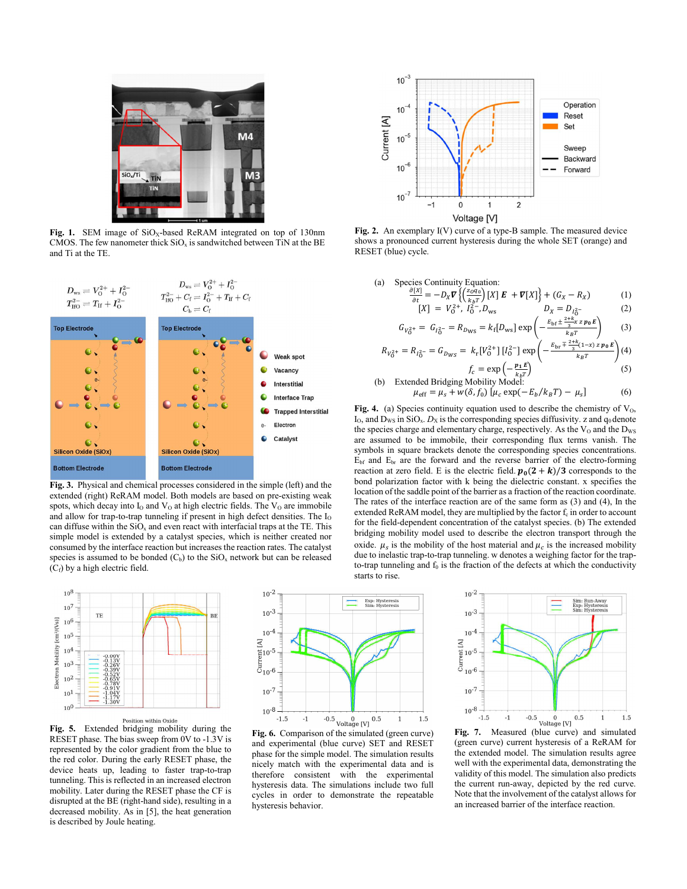**Fig. 1.** SEM image of $SiO_X$-based ReRAM integrated on top of 130nm CMOS. The few nanometer thick $SiO_x$ is sandwitched between TiN at the BE and Ti at the TE.

**Fig. 2.** An exemplary I(V) curve of a type-B sample. The measured device shows a pronounced current hysteresis during the whole SET (orange) and RESET (blue) cycle.

$D_{ws} \rightleftharpoons V_O^{2+} + I_O^{2-}$

$T_{IfO}^{2-} \rightleftharpoons T_{If} + I_O^{2-}$

$D_{ws} \rightleftharpoons V_O^{2+} + I_O^{2-}$

$T_{IfO}^{2-} + C_f \rightleftharpoons I_O^{2-} + T_{If} + C_f$

$C_b \rightleftharpoons C_f$

**Fig. 3.** Physical and chemical processes considered in the simple (left) and the extended (right) ReRAM model. Both models are based on pre-existing weak spots, which decay into $I_O$ and $V_O$ at high electric fields. The $V_O$ are immobile and allow for trap-to-trap tunneling if present in high defect densities. The $I_O$ can diffuse within the $SiO_x$ and even react with interfacial traps at the TE. This simple model is extended by a catalyst species, which is neither created nor consumed by the interface reaction but increases the reaction rates. The catalyst species is assumed to be bonded ($C_b$) to the $SiO_x$ network but can be released ($C_f$) by a high electric field.

(a) Species Continuity Equation:

$$\frac{\partial[X]}{\partial t} = -D_X \nabla\left\{\left(\frac{z_O q_0}{k_B T}\right)[X]\,\boldsymbol{E} + \nabla[X]\right\} + (G_X - R_X) \tag{1}$$

$$[X] = V_O^{2+},\ I_O^{2-}, D_{ws} \qquad D_X = D_{I_O^{2-}} \tag{2}$$

$$G_{V_O^{2+}} = G_{I_O^{2-}} = R_{D_{ws}} = k_f[D_{ws}]\exp\left(-\frac{E_{bf} \pm \frac{2+k}{3} x\, z\, \boldsymbol{p_0}\,\boldsymbol{E}}{k_B T}\right) \tag{3}$$

$$R_{V_O^{2+}} = R_{I_O^{2-}} = G_{D_{WS}} = k_r[V_O^{2+}][I_O^{2-}]\exp\left(-\frac{E_{br} \mp \frac{2+k}{3}(1-x)\, z\, \boldsymbol{p_0}\,\boldsymbol{E}}{k_B T}\right) \tag{4}$$

$$f_c = \exp\left(-\frac{\boldsymbol{p_1}\,\boldsymbol{E}}{k_B T}\right) \tag{5}$$

(b) Extended Bridging Mobility Model:

$$\mu_{\text{eff}} = \mu_s + w(\delta, f_0)\,[\mu_c \exp(-E_b/k_B T) - \mu_s] \tag{6}$$

**Fig. 4.** (a) Species continuity equation used to describe the chemistry of $V_O$, $I_O$, and $D_{WS}$ in $SiO_x$. $D_X$ is the corresponding species diffusivity. z and $q_0$ denote the species charge and elementary charge, respectively. As the $V_O$ and the $D_{WS}$ are assumed to be immobile, their corresponding flux terms vanish. The symbols in square brackets denote the corresponding species concentrations. $E_{bf}$ and $E_{br}$ are the forward and the reverse barrier of the electro-forming reaction at zero field. E is the electric field. $\boldsymbol{p_0(2+k)/3}$ corresponds to the bond polarization factor with k being the dielectric constant. x specifies the location of the saddle point of the barrier as a fraction of the reaction coordinate. The rates of the interface reaction are of the same form as (3) and (4), In the extended ReRAM model, they are multiplied by the factor $f_c$ in order to account for the field-dependent concentration of the catalyst species. (b) The extended bridging mobility model used to describe the electron transport through the oxide. $\mu_s$ is the mobility of the host material and $\mu_c$ is the increased mobility due to inelastic trap-to-trap tunneling. w denotes a weighing factor for the trap-to-trap tunneling and $f_0$ is the fraction of the defects at which the conductivity starts to rise.

**Fig. 5.** Extended bridging mobility during the RESET phase. The bias sweep from 0V to -1.3V is represented by the color gradient from the blue to the red color. During the early RESET phase, the device heats up, leading to faster trap-to-trap tunneling. This is reflected in an increased electron mobility. Later during the RESET phase the CF is disrupted at the BE (right-hand side), resulting in a decreased mobility. As in [5], the heat generation is described by Joule heating.

**Fig. 6.** Comparison of the simulated (green curve) and experimental (blue curve) SET and RESET phase for the simple model. The simulation results nicely match with the experimental data and is therefore consistent with the experimental hysteresis data. The simulations include two full cycles in order to demonstrate the repeatable hysteresis behavior.

**Fig. 7.** Measured (blue curve) and simulated (green curve) current hysteresis of a ReRAM for the extended model. The simulation results agree well with the experimental data, demonstrating the validity of this model. The simulation also predicts the current run-away, depicted by the red curve. Note that the involvement of the catalyst allows for an increased barrier of the interface reaction.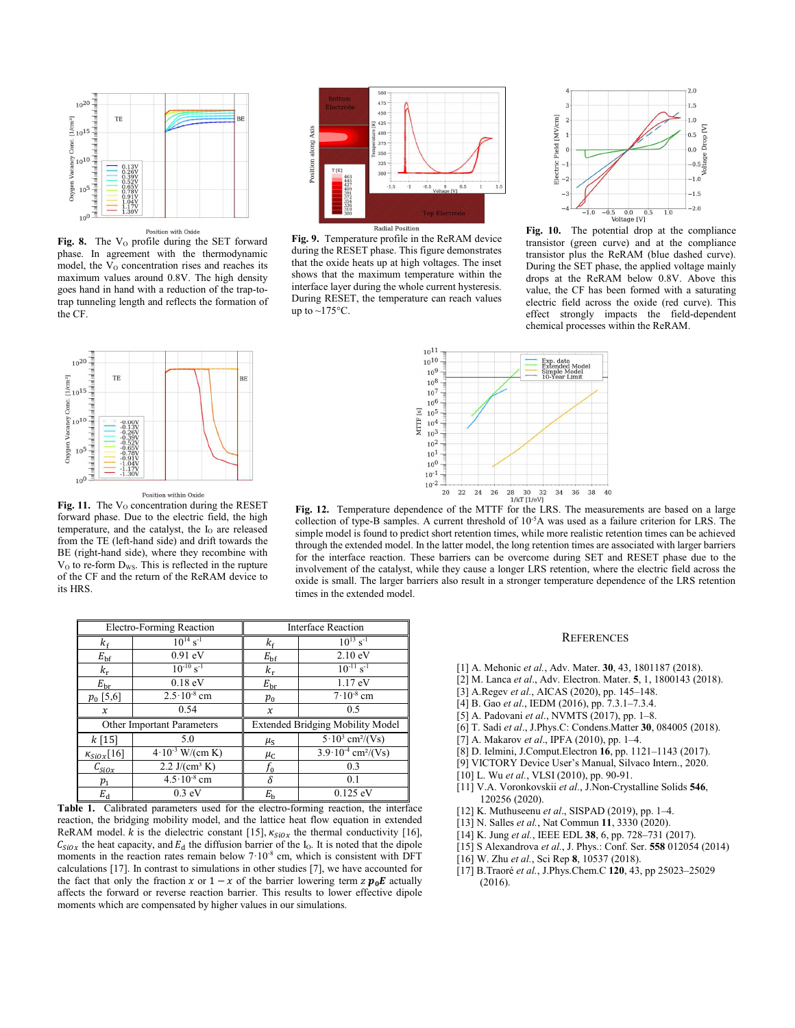**Fig. 8.** The $V_O$ profile during the SET forward phase. In agreement with the thermodynamic model, the $V_O$ concentration rises and reaches its maximum values around 0.8V. The high density goes hand in hand with a reduction of the trap-to-trap tunneling length and reflects the formation of the CF.

**Fig. 9.** Temperature profile in the ReRAM device during the RESET phase. This figure demonstrates that the oxide heats up at high voltages. The inset shows that the maximum temperature within the interface layer during the whole current hysteresis. During RESET, the temperature can reach values up to ~175°C.

**Fig. 10.** The potential drop at the compliance transistor (green curve) and at the compliance transistor plus the ReRAM (blue dashed curve). During the SET phase, the applied voltage mainly drops at the ReRAM below 0.8V. Above this value, the CF has been formed with a saturating electric field across the oxide (red curve). This effect strongly impacts the field-dependent chemical processes within the ReRAM.

**Fig. 11.** The $V_O$ concentration during the RESET forward phase. Due to the electric field, the high temperature, and the catalyst, the $I_O$ are released from the TE (left-hand side) and drift towards the BE (right-hand side), where they recombine with $V_O$ to re-form $D_{WS}$. This is reflected in the rupture of the CF and the return of the ReRAM device to its HRS.

**Fig. 12.** Temperature dependence of the MTTF for the LRS. The measurements are based on a large collection of type-B samples. A current threshold of $10^{-5}$A was used as a failure criterion for LRS. The simple model is found to predict short retention times, while more realistic retention times can be achieved through the extended model. In the latter model, the long retention times are associated with larger barriers for the interface reaction. These barriers can be overcome during SET and RESET phase due to the involvement of the catalyst, while they cause a longer LRS retention, where the electric field across the oxide is small. The larger barriers also result in a stronger temperature dependence of the LRS retention times in the extended model.

| Electro-Forming Reaction | | Interface Reaction | |
|---|---|---|---|
| $k_f$ | $10^{14}$ s$^{-1}$ | $k_f$ | $10^{13}$ s$^{-1}$ |
| $E_{bf}$ | 0.91 eV | $E_{bf}$ | 2.10 eV |
| $k_r$ | $10^{-10}$ s$^{-1}$ | $k_r$ | $10^{-11}$ s$^{-1}$ |
| $E_{br}$ | 0.18 eV | $E_{br}$ | 1.17 eV |
| $p_0$ [5,6] | $2.5\cdot10^{-8}$ cm | $p_0$ | $7\cdot10^{-8}$ cm |
| $x$ | 0.54 | $x$ | 0.5 |
| **Other Important Parameters** | | **Extended Bridging Mobility Model** | |
| $k$ [15] | 5.0 | $\mu_S$ | $5\cdot10^{3}$ cm²/(Vs) |
| $\kappa_{SiOx}$ [16] | $4\cdot10^{-3}$ W/(cm K) | $\mu_C$ | $3.9\cdot10^{-4}$ cm²/(Vs) |
| $C_{SiOx}$ | 2.2 J/(cm³ K) | $f_0$ | 0.3 |
| $p_1$ | $4.5\cdot10^{-8}$ cm | $\delta$ | 0.1 |
| $E_d$ | 0.3 eV | $E_b$ | 0.125 eV |

**Table 1.** Calibrated parameters used for the electro-forming reaction, the interface reaction, the bridging mobility model, and the lattice heat flow equation in extended ReRAM model. $k$ is the dielectric constant [15], $\kappa_{SiOx}$ the thermal conductivity [16], $C_{SiOx}$ the heat capacity, and $E_d$ the diffusion barrier of the $I_O$. It is noted that the dipole moments in the reaction rates remain below $7\cdot10^{-8}$ cm, which is consistent with DFT calculations [17]. In contrast to simulations in other studies [7], we have accounted for the fact that only the fraction $x$ or $1-x$ of the barrier lowering term $z\,\boldsymbol{p_0}\boldsymbol{E}$ actually affects the forward or reverse reaction barrier. This results to lower effective dipole moments which are compensated by higher values in our simulations.

## References

[1] A. Mehonic *et al.*, Adv. Mater. **30**, 43, 1801187 (2018).
[2] M. Lanca *et al.*, Adv. Electron. Mater. **5**, 1, 1800143 (2018).
[3] A.Regev *et al.*, AICAS (2020), pp. 145–148.
[4] B. Gao *et al.*, IEDM (2016), pp. 7.3.1–7.3.4.
[5] A. Padovani *et al.*, NVMTS (2017), pp. 1–8.
[6] T. Sadi *et al.*, J.Phys.C: Condens.Matter **30**, 084005 (2018).
[7] A. Makarov *et al.*, IPFA (2010), pp. 1–4.
[8] D. Ielmini, J.Comput.Electron **16**, pp. 1121–1143 (2017).
[9] VICTORY Device User's Manual, Silvaco Intern., 2020.
[10] L. Wu *et al.*, VLSI (2010), pp. 90-91.
[11] V.A. Voronkovskii *et al.*, J.Non-Crystalline Solids **546**, 120256 (2020).
[12] K. Muthuseenu *et al.*, SISPAD (2019), pp. 1–4.
[13] N. Salles *et al.*, Nat Commun **11**, 3330 (2020).
[14] K. Jung *et al.*, IEEE EDL **38**, 6, pp. 728–731 (2017).
[15] S Alexandrova *et al.*, J. Phys.: Conf. Ser. **558** 012054 (2014)
[16] W. Zhu *et al.*, Sci Rep **8**, 10537 (2018).
[17] B.Traoré *et al.*, J.Phys.Chem.C **120**, 43, pp 25023–25029 (2016).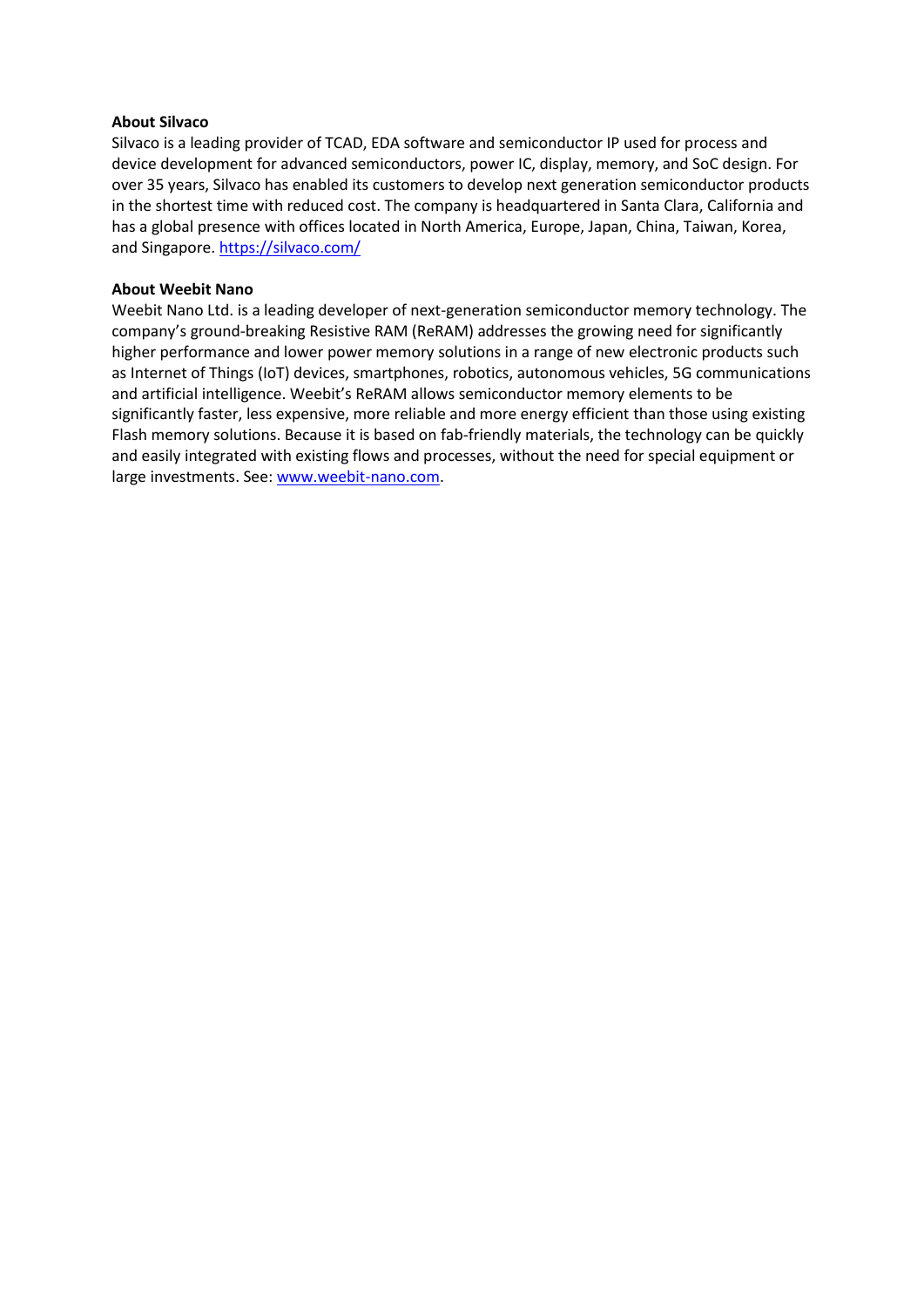**About Silvaco**

Silvaco is a leading provider of TCAD, EDA software and semiconductor IP used for process and device development for advanced semiconductors, power IC, display, memory, and SoC design. For over 35 years, Silvaco has enabled its customers to develop next generation semiconductor products in the shortest time with reduced cost. The company is headquartered in Santa Clara, California and has a global presence with offices located in North America, Europe, Japan, China, Taiwan, Korea, and Singapore. [https://silvaco.com/](https://silvaco.com/)

**About Weebit Nano**

Weebit Nano Ltd. is a leading developer of next-generation semiconductor memory technology. The company's ground-breaking Resistive RAM (ReRAM) addresses the growing need for significantly higher performance and lower power memory solutions in a range of new electronic products such as Internet of Things (IoT) devices, smartphones, robotics, autonomous vehicles, 5G communications and artificial intelligence. Weebit's ReRAM allows semiconductor memory elements to be significantly faster, less expensive, more reliable and more energy efficient than those using existing Flash memory solutions. Because it is based on fab-friendly materials, the technology can be quickly and easily integrated with existing flows and processes, without the need for special equipment or large investments. See: [www.weebit-nano.com](http://www.weebit-nano.com).